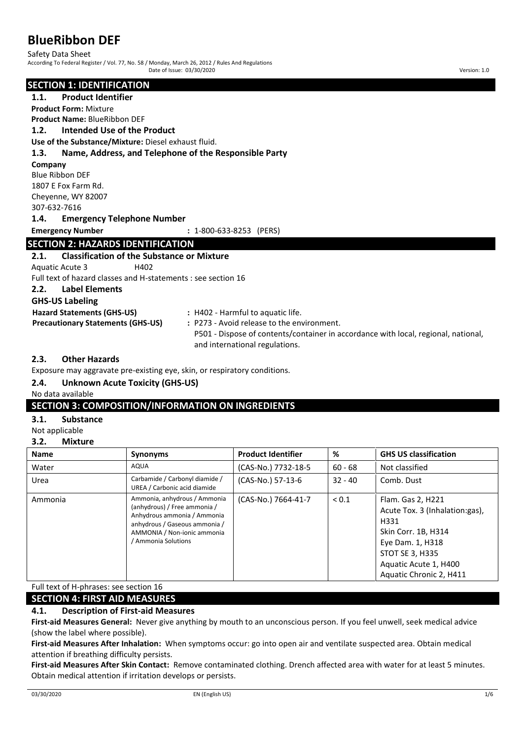# BlueRibbon DEF

Safety Data Sheet

According To Federal Register / Vol. 77, No. 58 / Monday, March 26, 2012 / Rules And Regulations

Date of Issue: 03/30/2020

Version: 1.0

## SECTION 1: IDENTIFICATION

### 1.1. Product Identifier

**Product Form:** Mixture

**Product Name:** BlueRibbon DEF

### 1.2. Intended Use of the Product

**Use of the Substance/Mixture:** Diesel exhaust fluid.

### 1.3. Name, Address, and Telephone of the Responsible Party

**Company**

Blue Ribbon DEF
1807 E Fox Farm Rd.
Cheyenne, WY 82007
307-632-7616

### 1.4. Emergency Telephone Number

**Emergency Number** : 1-800-633-8253 (PERS)

## SECTION 2: HAZARDS IDENTIFICATION

### 2.1. Classification of the Substance or Mixture

Aquatic Acute 3 H402

Full text of hazard classes and H-statements : see section 16

### 2.2. Label Elements

**GHS-US Labeling**

**Hazard Statements (GHS-US)** : H402 - Harmful to aquatic life.

**Precautionary Statements (GHS-US)** : P273 - Avoid release to the environment.

P501 - Dispose of contents/container in accordance with local, regional, national, and international regulations.

### 2.3. Other Hazards

Exposure may aggravate pre-existing eye, skin, or respiratory conditions.

### 2.4. Unknown Acute Toxicity (GHS-US)

No data available

## SECTION 3: COMPOSITION/INFORMATION ON INGREDIENTS

### 3.1. Substance

Not applicable

### 3.2. Mixture

| Name | Synonyms | Product Identifier | % | GHS US classification |
|---|---|---|---|---|
| Water | AQUA | (CAS-No.) 7732-18-5 | 60 - 68 | Not classified |
| Urea | Carbamide / Carbonyl diamide / UREA / Carbonic acid diamide | (CAS-No.) 57-13-6 | 32 - 40 | Comb. Dust |
| Ammonia | Ammonia, anhydrous / Ammonia (anhydrous) / Free ammonia / Anhydrous ammonia / Ammonia anhydrous / Gaseous ammonia / AMMONIA / Non-ionic ammonia / Ammonia Solutions | (CAS-No.) 7664-41-7 | < 0.1 | Flam. Gas 2, H221<br>Acute Tox. 3 (Inhalation:gas), H331<br>Skin Corr. 1B, H314<br>Eye Dam. 1, H318<br>STOT SE 3, H335<br>Aquatic Acute 1, H400<br>Aquatic Chronic 2, H411 |

Full text of H-phrases: see section 16

## SECTION 4: FIRST AID MEASURES

### 4.1. Description of First-aid Measures

**First-aid Measures General:** Never give anything by mouth to an unconscious person. If you feel unwell, seek medical advice (show the label where possible).

**First-aid Measures After Inhalation:** When symptoms occur: go into open air and ventilate suspected area. Obtain medical attention if breathing difficulty persists.

**First-aid Measures After Skin Contact:** Remove contaminated clothing. Drench affected area with water for at least 5 minutes. Obtain medical attention if irritation develops or persists.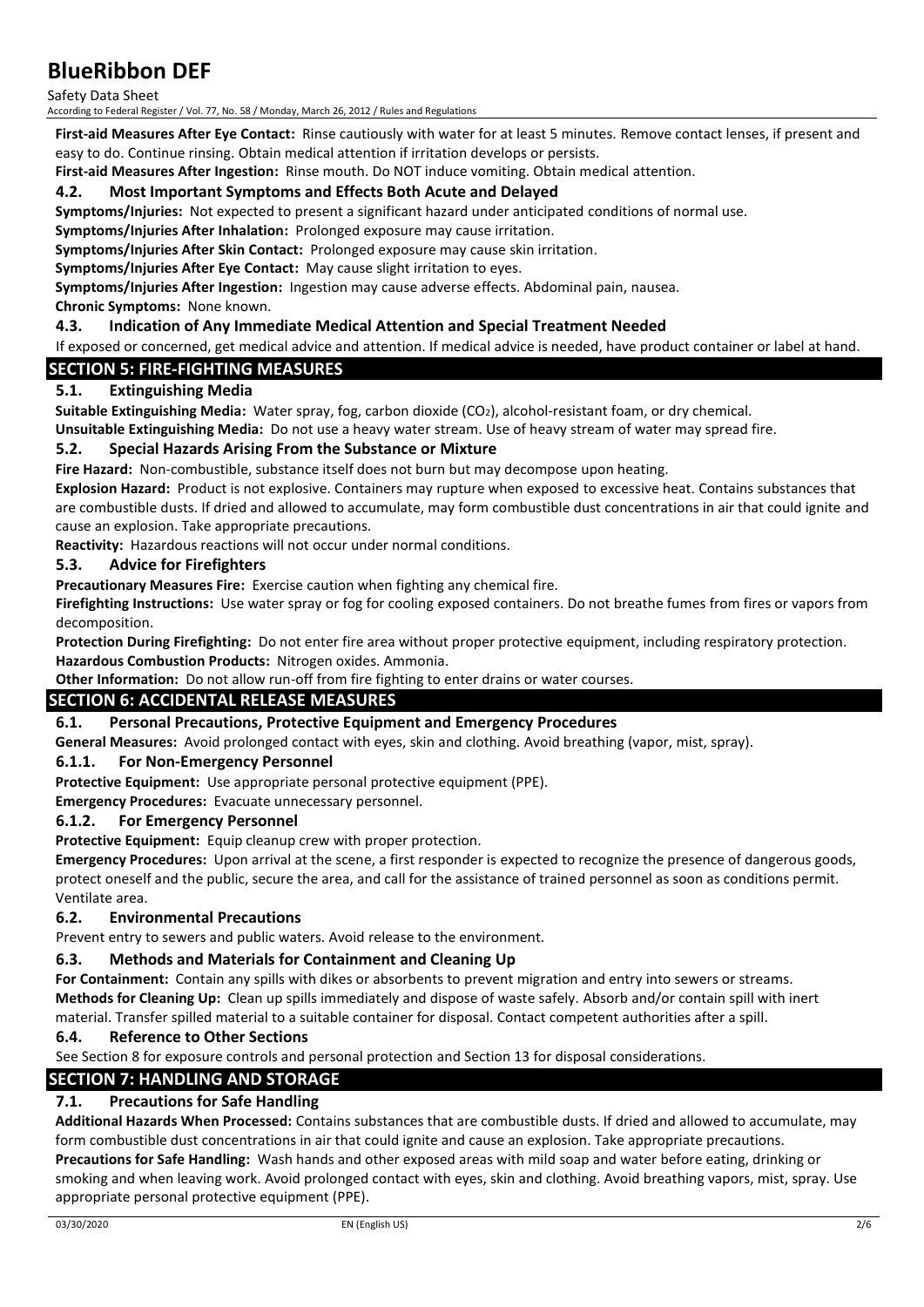**First-aid Measures After Eye Contact:** Rinse cautiously with water for at least 5 minutes. Remove contact lenses, if present and easy to do. Continue rinsing. Obtain medical attention if irritation develops or persists.

**First-aid Measures After Ingestion:** Rinse mouth. Do NOT induce vomiting. Obtain medical attention.

### 4.2. Most Important Symptoms and Effects Both Acute and Delayed

**Symptoms/Injuries:** Not expected to present a significant hazard under anticipated conditions of normal use.

**Symptoms/Injuries After Inhalation:** Prolonged exposure may cause irritation.

**Symptoms/Injuries After Skin Contact:** Prolonged exposure may cause skin irritation.

**Symptoms/Injuries After Eye Contact:** May cause slight irritation to eyes.

**Symptoms/Injuries After Ingestion:** Ingestion may cause adverse effects. Abdominal pain, nausea.

**Chronic Symptoms:** None known.

### 4.3. Indication of Any Immediate Medical Attention and Special Treatment Needed

If exposed or concerned, get medical advice and attention. If medical advice is needed, have product container or label at hand.

## SECTION 5: FIRE-FIGHTING MEASURES

### 5.1. Extinguishing Media

**Suitable Extinguishing Media:** Water spray, fog, carbon dioxide ($CO_2$), alcohol-resistant foam, or dry chemical.

**Unsuitable Extinguishing Media:** Do not use a heavy water stream. Use of heavy stream of water may spread fire.

### 5.2. Special Hazards Arising From the Substance or Mixture

**Fire Hazard:** Non-combustible, substance itself does not burn but may decompose upon heating.

**Explosion Hazard:** Product is not explosive. Containers may rupture when exposed to excessive heat. Contains substances that are combustible dusts. If dried and allowed to accumulate, may form combustible dust concentrations in air that could ignite and cause an explosion. Take appropriate precautions.

**Reactivity:** Hazardous reactions will not occur under normal conditions.

### 5.3. Advice for Firefighters

**Precautionary Measures Fire:** Exercise caution when fighting any chemical fire.

**Firefighting Instructions:** Use water spray or fog for cooling exposed containers. Do not breathe fumes from fires or vapors from decomposition.

**Protection During Firefighting:** Do not enter fire area without proper protective equipment, including respiratory protection.

**Hazardous Combustion Products:** Nitrogen oxides. Ammonia.

**Other Information:** Do not allow run-off from fire fighting to enter drains or water courses.

## SECTION 6: ACCIDENTAL RELEASE MEASURES

### 6.1. Personal Precautions, Protective Equipment and Emergency Procedures

**General Measures:** Avoid prolonged contact with eyes, skin and clothing. Avoid breathing (vapor, mist, spray).

#### 6.1.1. For Non-Emergency Personnel

**Protective Equipment:** Use appropriate personal protective equipment (PPE).

**Emergency Procedures:** Evacuate unnecessary personnel.

#### 6.1.2. For Emergency Personnel

**Protective Equipment:** Equip cleanup crew with proper protection.

**Emergency Procedures:** Upon arrival at the scene, a first responder is expected to recognize the presence of dangerous goods, protect oneself and the public, secure the area, and call for the assistance of trained personnel as soon as conditions permit. Ventilate area.

### 6.2. Environmental Precautions

Prevent entry to sewers and public waters. Avoid release to the environment.

### 6.3. Methods and Materials for Containment and Cleaning Up

**For Containment:** Contain any spills with dikes or absorbents to prevent migration and entry into sewers or streams.

**Methods for Cleaning Up:** Clean up spills immediately and dispose of waste safely. Absorb and/or contain spill with inert material. Transfer spilled material to a suitable container for disposal. Contact competent authorities after a spill.

### 6.4. Reference to Other Sections

See Section 8 for exposure controls and personal protection and Section 13 for disposal considerations.

## SECTION 7: HANDLING AND STORAGE

### 7.1. Precautions for Safe Handling

**Additional Hazards When Processed:** Contains substances that are combustible dusts. If dried and allowed to accumulate, may form combustible dust concentrations in air that could ignite and cause an explosion. Take appropriate precautions.

**Precautions for Safe Handling:** Wash hands and other exposed areas with mild soap and water before eating, drinking or smoking and when leaving work. Avoid prolonged contact with eyes, skin and clothing. Avoid breathing vapors, mist, spray. Use appropriate personal protective equipment (PPE).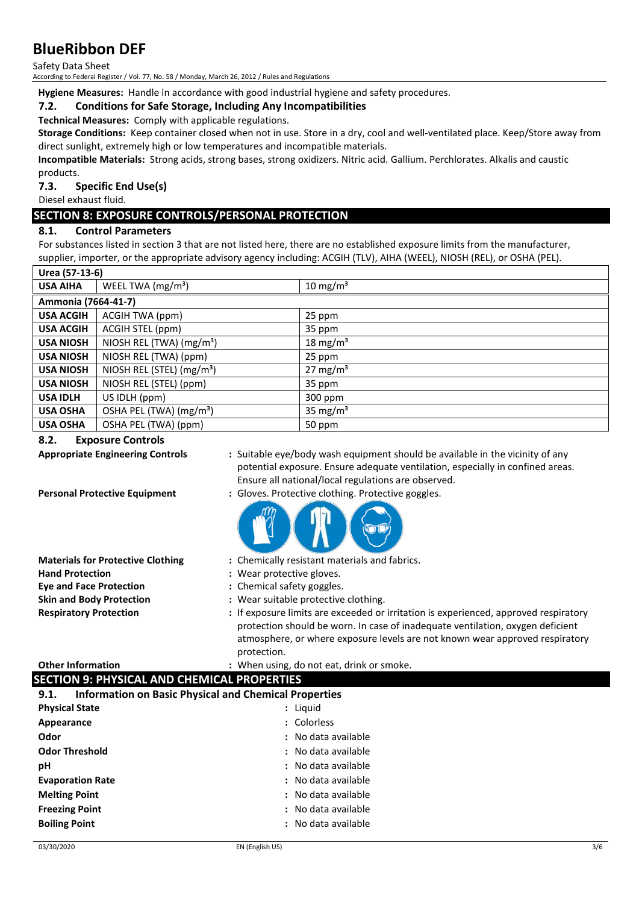**Hygiene Measures:** Handle in accordance with good industrial hygiene and safety procedures.

### 7.2. Conditions for Safe Storage, Including Any Incompatibilities

**Technical Measures:** Comply with applicable regulations.

**Storage Conditions:** Keep container closed when not in use. Store in a dry, cool and well-ventilated place. Keep/Store away from direct sunlight, extremely high or low temperatures and incompatible materials.

**Incompatible Materials:** Strong acids, strong bases, strong oxidizers. Nitric acid. Gallium. Perchlorates. Alkalis and caustic products.

### 7.3. Specific End Use(s)

Diesel exhaust fluid.

## SECTION 8: EXPOSURE CONTROLS/PERSONAL PROTECTION

### 8.1. Control Parameters

For substances listed in section 3 that are not listed here, there are no established exposure limits from the manufacturer, supplier, importer, or the appropriate advisory agency including: ACGIH (TLV), AIHA (WEEL), NIOSH (REL), or OSHA (PEL).

| Urea (57-13-6) | | |
|---|---|---|
| **USA AIHA** | WEEL TWA (mg/m³) | 10 mg/m³ |
| **Ammonia (7664-41-7)** | | |
| **USA ACGIH** | ACGIH TWA (ppm) | 25 ppm |
| **USA ACGIH** | ACGIH STEL (ppm) | 35 ppm |
| **USA NIOSH** | NIOSH REL (TWA) (mg/m³) | 18 mg/m³ |
| **USA NIOSH** | NIOSH REL (TWA) (ppm) | 25 ppm |
| **USA NIOSH** | NIOSH REL (STEL) (mg/m³) | 27 mg/m³ |
| **USA NIOSH** | NIOSH REL (STEL) (ppm) | 35 ppm |
| **USA IDLH** | US IDLH (ppm) | 300 ppm |
| **USA OSHA** | OSHA PEL (TWA) (mg/m³) | 35 mg/m³ |
| **USA OSHA** | OSHA PEL (TWA) (ppm) | 50 ppm |

### 8.2. Exposure Controls

**Appropriate Engineering Controls** : Suitable eye/body wash equipment should be available in the vicinity of any potential exposure. Ensure adequate ventilation, especially in confined areas. Ensure all national/local regulations are observed.

**Personal Protective Equipment** : Gloves. Protective clothing. Protective goggles.

**Materials for Protective Clothing** : Chemically resistant materials and fabrics.

**Hand Protection** : Wear protective gloves.

**Eye and Face Protection** : Chemical safety goggles.

**Skin and Body Protection** : Wear suitable protective clothing.

**Respiratory Protection** : If exposure limits are exceeded or irritation is experienced, approved respiratory protection should be worn. In case of inadequate ventilation, oxygen deficient atmosphere, or where exposure levels are not known wear approved respiratory protection.

**Other Information** : When using, do not eat, drink or smoke.

## SECTION 9: PHYSICAL AND CHEMICAL PROPERTIES

### 9.1. Information on Basic Physical and Chemical Properties

**Physical State** : Liquid

**Appearance** : Colorless

**Odor** : No data available

**Odor Threshold** : No data available

**pH** : No data available

**Evaporation Rate** : No data available

**Melting Point** : No data available

**Freezing Point** : No data available

**Boiling Point** : No data available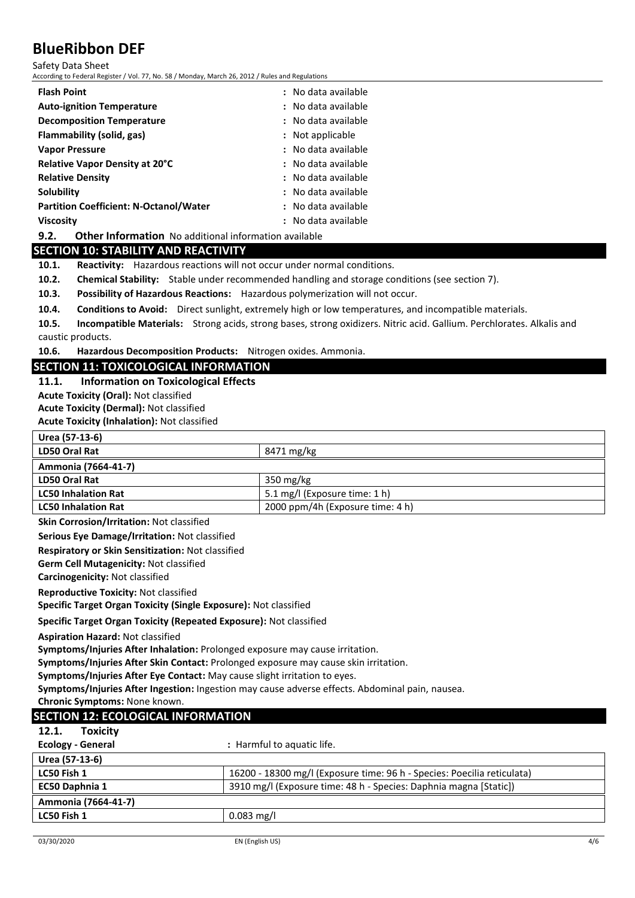| | |
|---|---|
| **Flash Point** | : No data available |
| **Auto-ignition Temperature** | : No data available |
| **Decomposition Temperature** | : No data available |
| **Flammability (solid, gas)** | : Not applicable |
| **Vapor Pressure** | : No data available |
| **Relative Vapor Density at 20°C** | : No data available |
| **Relative Density** | : No data available |
| **Solubility** | : No data available |
| **Partition Coefficient: N-Octanol/Water** | : No data available |
| **Viscosity** | : No data available |

**9.2. Other Information** No additional information available

## SECTION 10: STABILITY AND REACTIVITY

**10.1. Reactivity:** Hazardous reactions will not occur under normal conditions.

**10.2. Chemical Stability:** Stable under recommended handling and storage conditions (see section 7).

**10.3. Possibility of Hazardous Reactions:** Hazardous polymerization will not occur.

**10.4. Conditions to Avoid:** Direct sunlight, extremely high or low temperatures, and incompatible materials.

**10.5. Incompatible Materials:** Strong acids, strong bases, strong oxidizers. Nitric acid. Gallium. Perchlorates. Alkalis and caustic products.

**10.6. Hazardous Decomposition Products:** Nitrogen oxides. Ammonia.

## SECTION 11: TOXICOLOGICAL INFORMATION

### 11.1. Information on Toxicological Effects

**Acute Toxicity (Oral):** Not classified

**Acute Toxicity (Dermal):** Not classified

**Acute Toxicity (Inhalation):** Not classified

| **Urea (57-13-6)** | |
|---|---|
| **LD50 Oral Rat** | 8471 mg/kg |
| **Ammonia (7664-41-7)** | |
| **LD50 Oral Rat** | 350 mg/kg |
| **LC50 Inhalation Rat** | 5.1 mg/l (Exposure time: 1 h) |
| **LC50 Inhalation Rat** | 2000 ppm/4h (Exposure time: 4 h) |

**Skin Corrosion/Irritation:** Not classified

**Serious Eye Damage/Irritation:** Not classified

**Respiratory or Skin Sensitization:** Not classified

**Germ Cell Mutagenicity:** Not classified

**Carcinogenicity:** Not classified

**Reproductive Toxicity:** Not classified

**Specific Target Organ Toxicity (Single Exposure):** Not classified

**Specific Target Organ Toxicity (Repeated Exposure):** Not classified

**Aspiration Hazard:** Not classified

**Symptoms/Injuries After Inhalation:** Prolonged exposure may cause irritation.

**Symptoms/Injuries After Skin Contact:** Prolonged exposure may cause skin irritation.

**Symptoms/Injuries After Eye Contact:** May cause slight irritation to eyes.

**Symptoms/Injuries After Ingestion:** Ingestion may cause adverse effects. Abdominal pain, nausea.

**Chronic Symptoms:** None known.

## SECTION 12: ECOLOGICAL INFORMATION

### 12.1. Toxicity

**Ecology - General** : Harmful to aquatic life.

| **Urea (57-13-6)** | |
|---|---|
| **LC50 Fish 1** | 16200 - 18300 mg/l (Exposure time: 96 h - Species: Poecilia reticulata) |
| **EC50 Daphnia 1** | 3910 mg/l (Exposure time: 48 h - Species: Daphnia magna [Static]) |
| **Ammonia (7664-41-7)** | |
| **LC50 Fish 1** | 0.083 mg/l |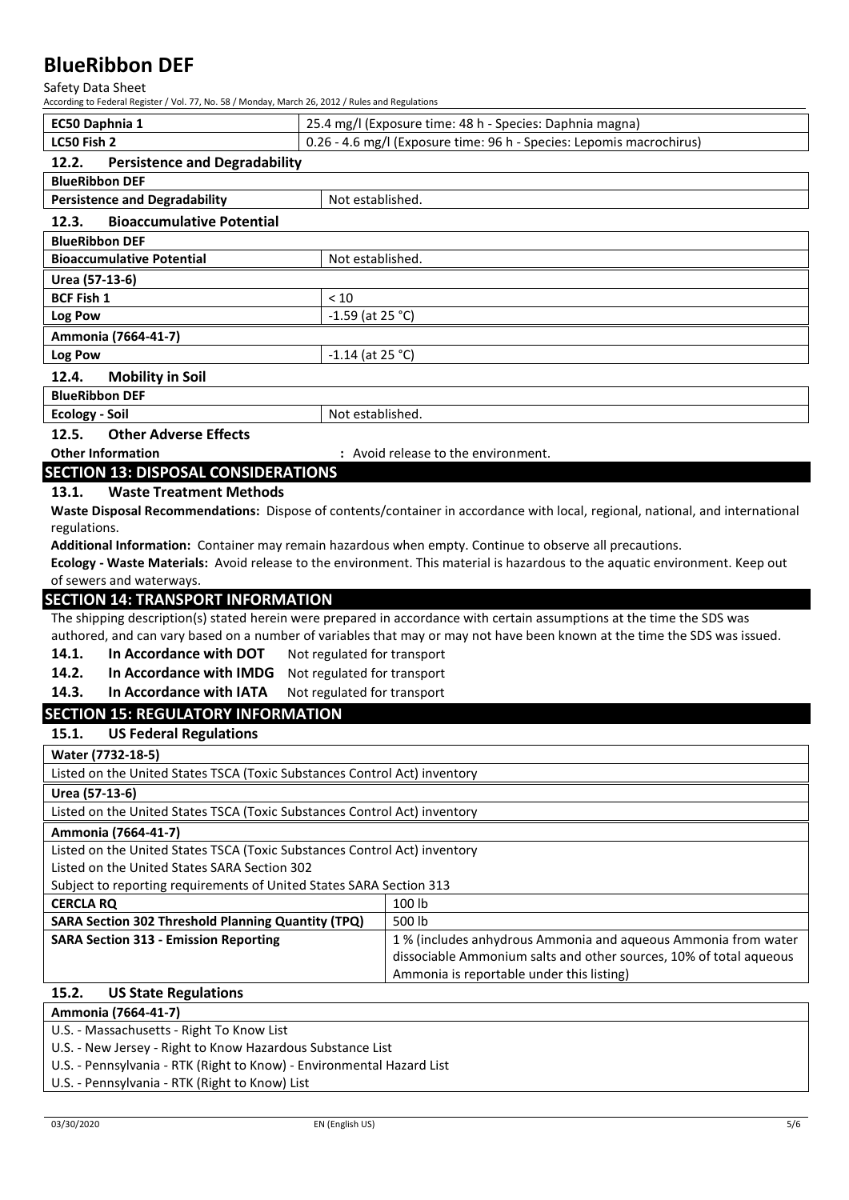| EC50 Daphnia 1 | 25.4 mg/l (Exposure time: 48 h - Species: Daphnia magna) |
|---|---|
| LC50 Fish 2 | 0.26 - 4.6 mg/l (Exposure time: 96 h - Species: Lepomis macrochirus) |

### 12.2. Persistence and Degradability

| BlueRibbon DEF | |
|---|---|
| Persistence and Degradability | Not established. |

### 12.3. Bioaccumulative Potential

| BlueRibbon DEF | |
|---|---|
| Bioaccumulative Potential | Not established. |
| **Urea (57-13-6)** | |
| BCF Fish 1 | < 10 |
| Log Pow | -1.59 (at 25 °C) |
| **Ammonia (7664-41-7)** | |
| Log Pow | -1.14 (at 25 °C) |

### 12.4. Mobility in Soil

| BlueRibbon DEF | |
|---|---|
| Ecology - Soil | Not established. |

### 12.5. Other Adverse Effects

**Other Information** : Avoid release to the environment.

## SECTION 13: DISPOSAL CONSIDERATIONS

### 13.1. Waste Treatment Methods

**Waste Disposal Recommendations:** Dispose of contents/container in accordance with local, regional, national, and international regulations.

**Additional Information:** Container may remain hazardous when empty. Continue to observe all precautions.

**Ecology - Waste Materials:** Avoid release to the environment. This material is hazardous to the aquatic environment. Keep out of sewers and waterways.

## SECTION 14: TRANSPORT INFORMATION

The shipping description(s) stated herein were prepared in accordance with certain assumptions at the time the SDS was authored, and can vary based on a number of variables that may or may not have been known at the time the SDS was issued.

**14.1. In Accordance with DOT** Not regulated for transport

**14.2. In Accordance with IMDG** Not regulated for transport

**14.3. In Accordance with IATA** Not regulated for transport

## SECTION 15: REGULATORY INFORMATION

### 15.1. US Federal Regulations

| Water (7732-18-5) | |
|---|---|
| Listed on the United States TSCA (Toxic Substances Control Act) inventory | |
| **Urea (57-13-6)** | |
| Listed on the United States TSCA (Toxic Substances Control Act) inventory | |
| **Ammonia (7664-41-7)** | |
| Listed on the United States TSCA (Toxic Substances Control Act) inventory<br>Listed on the United States SARA Section 302<br>Subject to reporting requirements of United States SARA Section 313 | |
| CERCLA RQ | 100 lb |
| SARA Section 302 Threshold Planning Quantity (TPQ) | 500 lb |
| SARA Section 313 - Emission Reporting | 1 % (includes anhydrous Ammonia and aqueous Ammonia from water dissociable Ammonium salts and other sources, 10% of total aqueous Ammonia is reportable under this listing) |

### 15.2. US State Regulations

| Ammonia (7664-41-7) |
|---|
| U.S. - Massachusetts - Right To Know List<br>U.S. - New Jersey - Right to Know Hazardous Substance List<br>U.S. - Pennsylvania - RTK (Right to Know) - Environmental Hazard List<br>U.S. - Pennsylvania - RTK (Right to Know) List |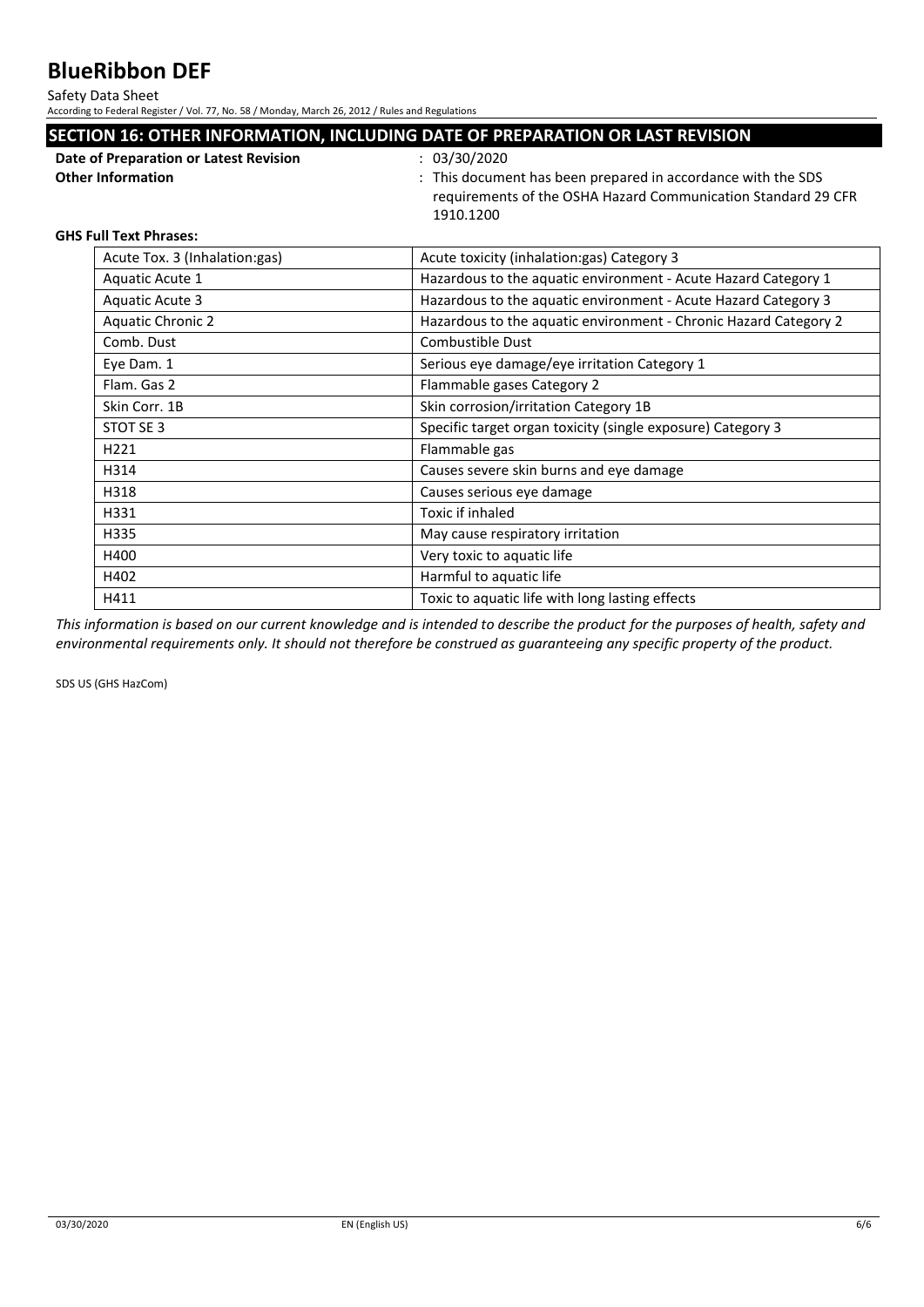## SECTION 16: OTHER INFORMATION, INCLUDING DATE OF PREPARATION OR LAST REVISION

**Date of Preparation or Latest Revision** : 03/30/2020

**Other Information** : This document has been prepared in accordance with the SDS requirements of the OSHA Hazard Communication Standard 29 CFR 1910.1200

**GHS Full Text Phrases:**

| | |
|---|---|
| Acute Tox. 3 (Inhalation:gas) | Acute toxicity (inhalation:gas) Category 3 |
| Aquatic Acute 1 | Hazardous to the aquatic environment - Acute Hazard Category 1 |
| Aquatic Acute 3 | Hazardous to the aquatic environment - Acute Hazard Category 3 |
| Aquatic Chronic 2 | Hazardous to the aquatic environment - Chronic Hazard Category 2 |
| Comb. Dust | Combustible Dust |
| Eye Dam. 1 | Serious eye damage/eye irritation Category 1 |
| Flam. Gas 2 | Flammable gases Category 2 |
| Skin Corr. 1B | Skin corrosion/irritation Category 1B |
| STOT SE 3 | Specific target organ toxicity (single exposure) Category 3 |
| H221 | Flammable gas |
| H314 | Causes severe skin burns and eye damage |
| H318 | Causes serious eye damage |
| H331 | Toxic if inhaled |
| H335 | May cause respiratory irritation |
| H400 | Very toxic to aquatic life |
| H402 | Harmful to aquatic life |
| H411 | Toxic to aquatic life with long lasting effects |

*This information is based on our current knowledge and is intended to describe the product for the purposes of health, safety and environmental requirements only. It should not therefore be construed as guaranteeing any specific property of the product.*

SDS US (GHS HazCom)